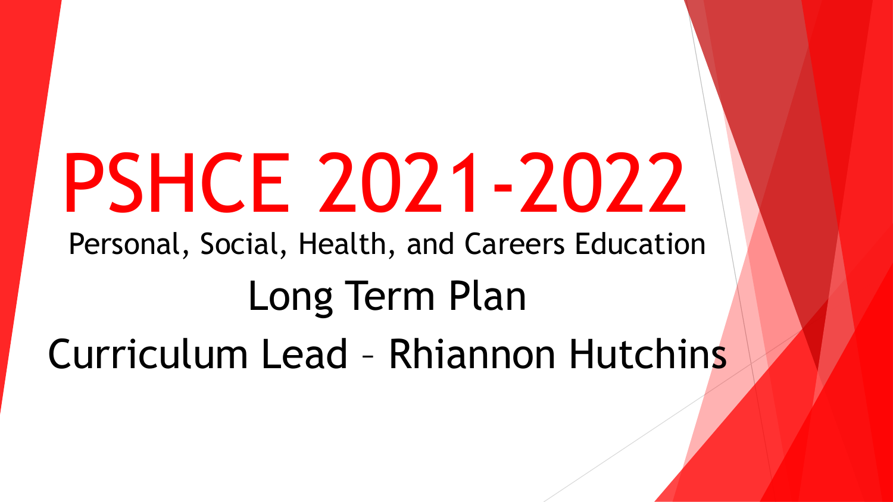# PSHCE 2021-2022

Personal, Social, Health, and Careers Education

Long Term Plan

Curriculum Lead – Rhiannon Hutchins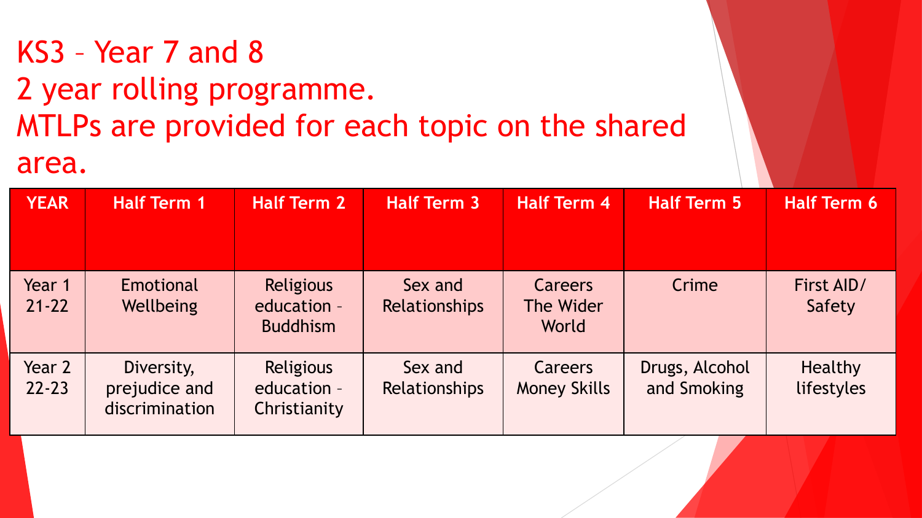# KS3 – Year 7 and 8
# 2 year rolling programme.
# MTLPs are provided for each topic on the shared area.

| YEAR | Half Term 1 | Half Term 2 | Half Term 3 | Half Term 4 | Half Term 5 | Half Term 6 |
|---|---|---|---|---|---|---|
| Year 1 21-22 | Emotional Wellbeing | Religious education – Buddhism | Sex and Relationships | Careers The Wider World | Crime | First AID/ Safety |
| Year 2 22-23 | Diversity, prejudice and discrimination | Religious education – Christianity | Sex and Relationships | Careers Money Skills | Drugs, Alcohol and Smoking | Healthy lifestyles |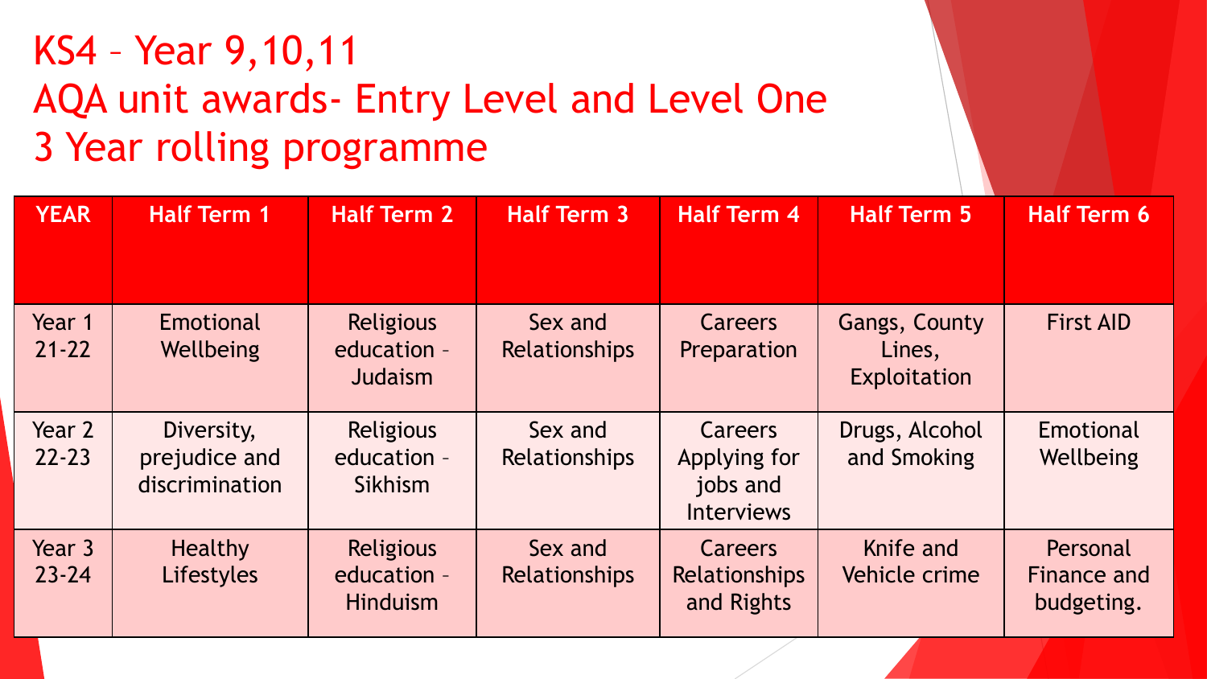# KS4 – Year 9,10,11
# AQA unit awards- Entry Level and Level One
# 3 Year rolling programme

| YEAR | Half Term 1 | Half Term 2 | Half Term 3 | Half Term 4 | Half Term 5 | Half Term 6 |
|---|---|---|---|---|---|---|
| Year 1 21-22 | Emotional Wellbeing | Religious education – Judaism | Sex and Relationships | Careers Preparation | Gangs, County Lines, Exploitation | First AID |
| Year 2 22-23 | Diversity, prejudice and discrimination | Religious education – Sikhism | Sex and Relationships | Careers Applying for jobs and Interviews | Drugs, Alcohol and Smoking | Emotional Wellbeing |
| Year 3 23-24 | Healthy Lifestyles | Religious education – Hinduism | Sex and Relationships | Careers Relationships and Rights | Knife and Vehicle crime | Personal Finance and budgeting. |